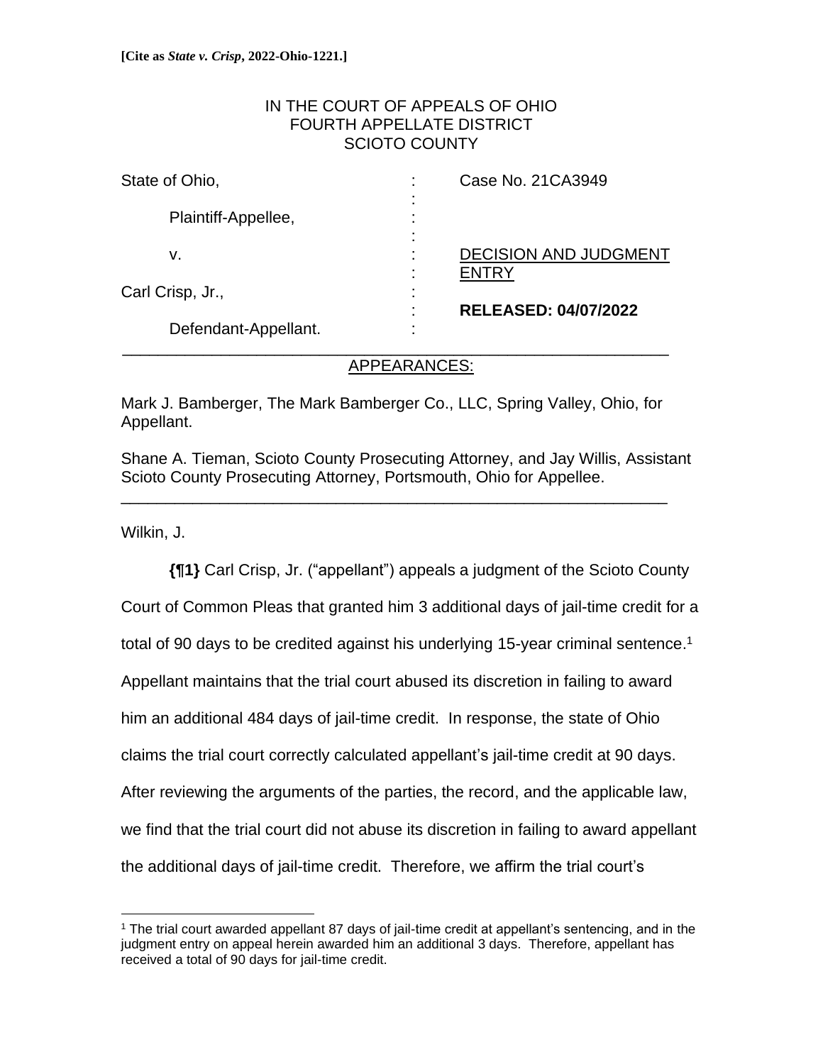**[Cite as *State v. Crisp*, 2022-Ohio-1221.]**

IN THE COURT OF APPEALS OF OHIO
FOURTH APPELLATE DISTRICT
SCIOTO COUNTY

| | | |
|---|---|---|
| State of Ohio, | : | Case No. 21CA3949 |
| Plaintiff-Appellee, | : | |
| v. | : | DECISION AND JUDGMENT ENTRY |
| Carl Crisp, Jr., | : | |
| Defendant-Appellant. | : | **RELEASED: 04/07/2022** |

APPEARANCES:

Mark J. Bamberger, The Mark Bamberger Co., LLC, Spring Valley, Ohio, for Appellant.

Shane A. Tieman, Scioto County Prosecuting Attorney, and Jay Willis, Assistant Scioto County Prosecuting Attorney, Portsmouth, Ohio for Appellee.

Wilkin, J.

**{¶1}** Carl Crisp, Jr. ("appellant") appeals a judgment of the Scioto County Court of Common Pleas that granted him 3 additional days of jail-time credit for a total of 90 days to be credited against his underlying 15-year criminal sentence.[1] Appellant maintains that the trial court abused its discretion in failing to award him an additional 484 days of jail-time credit. In response, the state of Ohio claims the trial court correctly calculated appellant's jail-time credit at 90 days. After reviewing the arguments of the parties, the record, and the applicable law, we find that the trial court did not abuse its discretion in failing to award appellant the additional days of jail-time credit. Therefore, we affirm the trial court's

[1] The trial court awarded appellant 87 days of jail-time credit at appellant's sentencing, and in the judgment entry on appeal herein awarded him an additional 3 days. Therefore, appellant has received a total of 90 days for jail-time credit.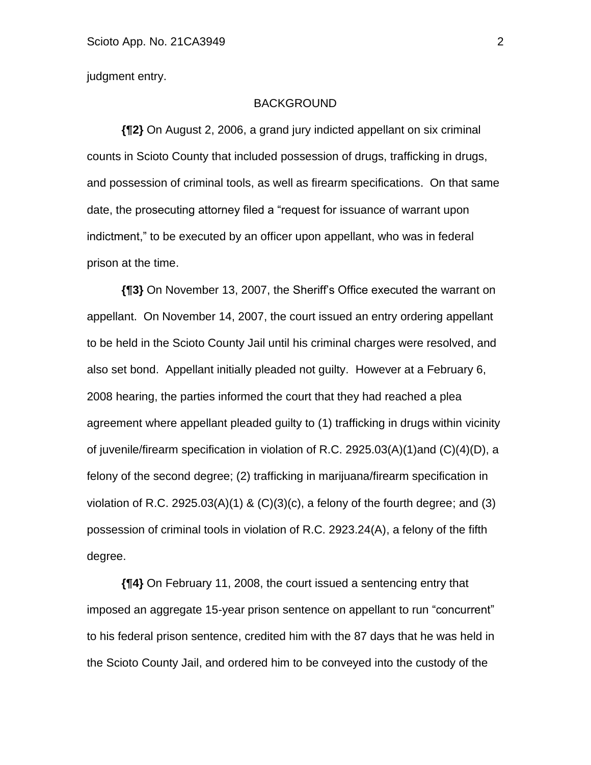judgment entry.

## BACKGROUND

**{¶2}** On August 2, 2006, a grand jury indicted appellant on six criminal counts in Scioto County that included possession of drugs, trafficking in drugs, and possession of criminal tools, as well as firearm specifications. On that same date, the prosecuting attorney filed a "request for issuance of warrant upon indictment," to be executed by an officer upon appellant, who was in federal prison at the time.

**{¶3}** On November 13, 2007, the Sheriff's Office executed the warrant on appellant. On November 14, 2007, the court issued an entry ordering appellant to be held in the Scioto County Jail until his criminal charges were resolved, and also set bond. Appellant initially pleaded not guilty. However at a February 6, 2008 hearing, the parties informed the court that they had reached a plea agreement where appellant pleaded guilty to (1) trafficking in drugs within vicinity of juvenile/firearm specification in violation of R.C. 2925.03(A)(1)and (C)(4)(D), a felony of the second degree; (2) trafficking in marijuana/firearm specification in violation of R.C. 2925.03(A)(1) & (C)(3)(c), a felony of the fourth degree; and (3) possession of criminal tools in violation of R.C. 2923.24(A), a felony of the fifth degree.

**{¶4}** On February 11, 2008, the court issued a sentencing entry that imposed an aggregate 15-year prison sentence on appellant to run "concurrent" to his federal prison sentence, credited him with the 87 days that he was held in the Scioto County Jail, and ordered him to be conveyed into the custody of the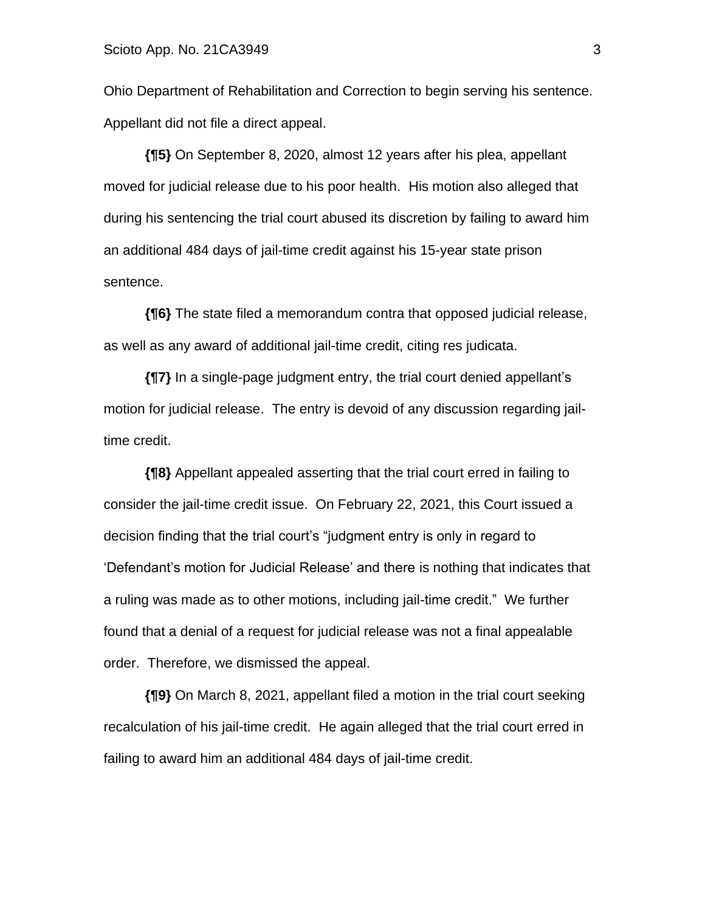Ohio Department of Rehabilitation and Correction to begin serving his sentence. Appellant did not file a direct appeal.

**{¶5}** On September 8, 2020, almost 12 years after his plea, appellant moved for judicial release due to his poor health. His motion also alleged that during his sentencing the trial court abused its discretion by failing to award him an additional 484 days of jail-time credit against his 15-year state prison sentence.

**{¶6}** The state filed a memorandum contra that opposed judicial release, as well as any award of additional jail-time credit, citing res judicata.

**{¶7}** In a single-page judgment entry, the trial court denied appellant's motion for judicial release. The entry is devoid of any discussion regarding jail-time credit.

**{¶8}** Appellant appealed asserting that the trial court erred in failing to consider the jail-time credit issue. On February 22, 2021, this Court issued a decision finding that the trial court's "judgment entry is only in regard to 'Defendant's motion for Judicial Release' and there is nothing that indicates that a ruling was made as to other motions, including jail-time credit." We further found that a denial of a request for judicial release was not a final appealable order. Therefore, we dismissed the appeal.

**{¶9}** On March 8, 2021, appellant filed a motion in the trial court seeking recalculation of his jail-time credit. He again alleged that the trial court erred in failing to award him an additional 484 days of jail-time credit.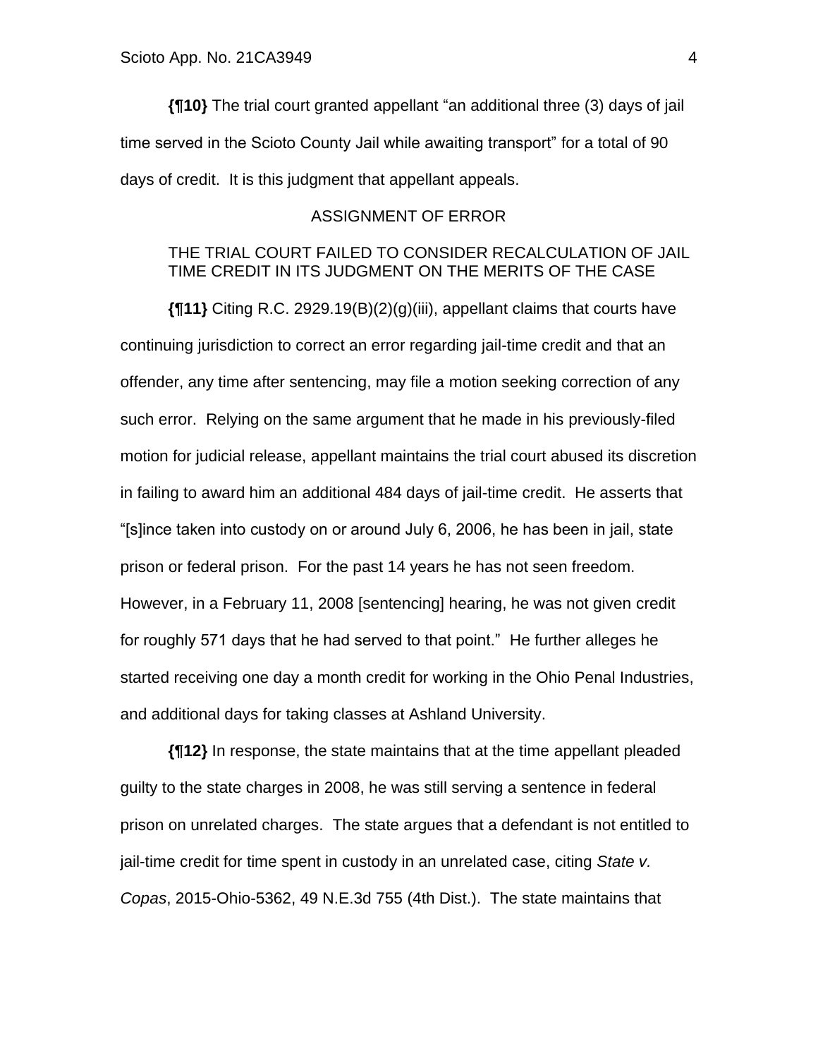**{¶10}** The trial court granted appellant "an additional three (3) days of jail time served in the Scioto County Jail while awaiting transport" for a total of 90 days of credit. It is this judgment that appellant appeals.

ASSIGNMENT OF ERROR

THE TRIAL COURT FAILED TO CONSIDER RECALCULATION OF JAIL TIME CREDIT IN ITS JUDGMENT ON THE MERITS OF THE CASE

**{¶11}** Citing R.C. 2929.19(B)(2)(g)(iii), appellant claims that courts have continuing jurisdiction to correct an error regarding jail-time credit and that an offender, any time after sentencing, may file a motion seeking correction of any such error. Relying on the same argument that he made in his previously-filed motion for judicial release, appellant maintains the trial court abused its discretion in failing to award him an additional 484 days of jail-time credit. He asserts that "[s]ince taken into custody on or around July 6, 2006, he has been in jail, state prison or federal prison. For the past 14 years he has not seen freedom. However, in a February 11, 2008 [sentencing] hearing, he was not given credit for roughly 571 days that he had served to that point." He further alleges he started receiving one day a month credit for working in the Ohio Penal Industries, and additional days for taking classes at Ashland University.

**{¶12}** In response, the state maintains that at the time appellant pleaded guilty to the state charges in 2008, he was still serving a sentence in federal prison on unrelated charges. The state argues that a defendant is not entitled to jail-time credit for time spent in custody in an unrelated case, citing *State v. Copas*, 2015-Ohio-5362, 49 N.E.3d 755 (4th Dist.). The state maintains that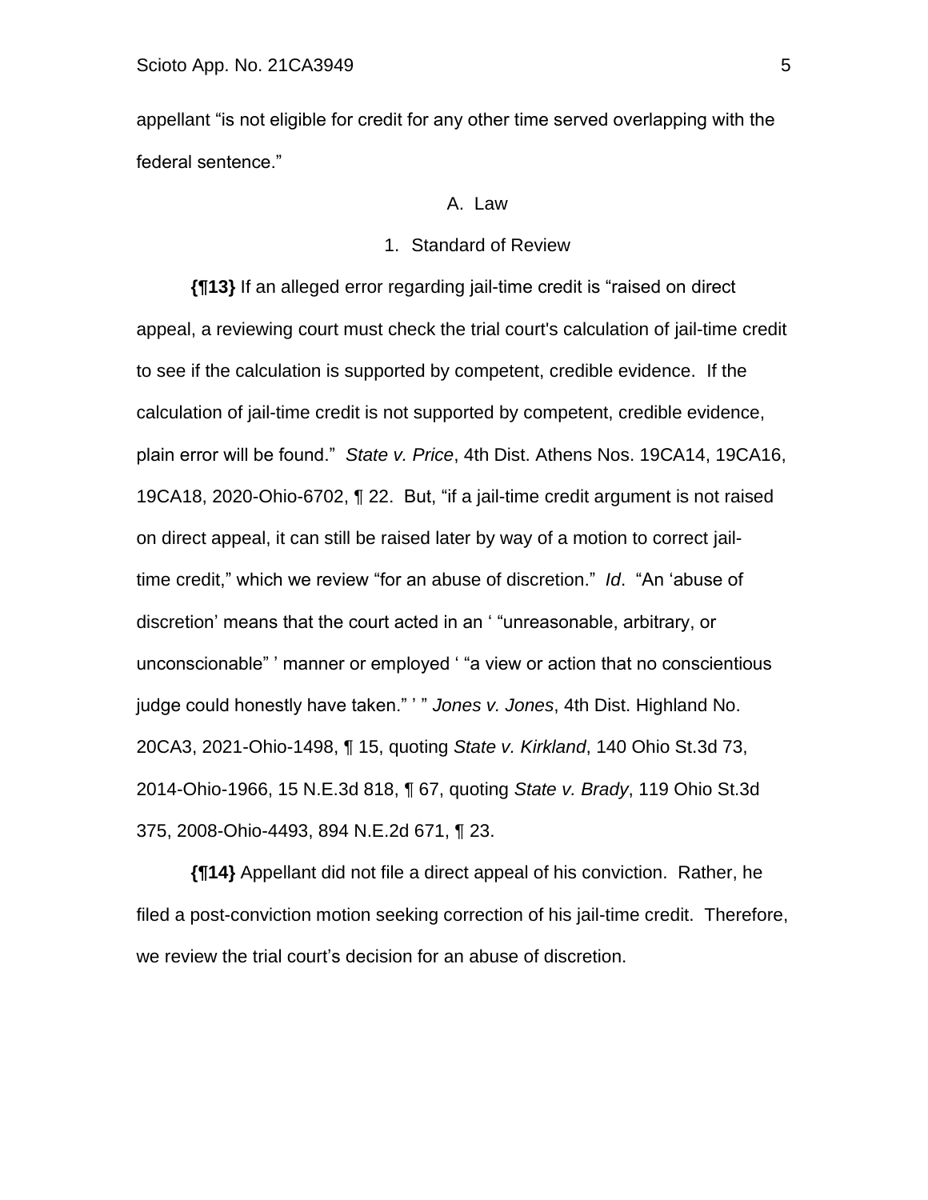appellant "is not eligible for credit for any other time served overlapping with the federal sentence."

## A. Law

### 1. Standard of Review

**{¶13}** If an alleged error regarding jail-time credit is "raised on direct appeal, a reviewing court must check the trial court's calculation of jail-time credit to see if the calculation is supported by competent, credible evidence. If the calculation of jail-time credit is not supported by competent, credible evidence, plain error will be found." *State v. Price*, 4th Dist. Athens Nos. 19CA14, 19CA16, 19CA18, 2020-Ohio-6702, ¶ 22. But, "if a jail-time credit argument is not raised on direct appeal, it can still be raised later by way of a motion to correct jail-time credit," which we review "for an abuse of discretion." *Id*. "An 'abuse of discretion' means that the court acted in an ' "unreasonable, arbitrary, or unconscionable" ' manner or employed ' "a view or action that no conscientious judge could honestly have taken." ' " *Jones v. Jones*, 4th Dist. Highland No. 20CA3, 2021-Ohio-1498, ¶ 15, quoting *State v. Kirkland*, 140 Ohio St.3d 73, 2014-Ohio-1966, 15 N.E.3d 818, ¶ 67, quoting *State v. Brady*, 119 Ohio St.3d 375, 2008-Ohio-4493, 894 N.E.2d 671, ¶ 23.

**{¶14}** Appellant did not file a direct appeal of his conviction. Rather, he filed a post-conviction motion seeking correction of his jail-time credit. Therefore, we review the trial court's decision for an abuse of discretion.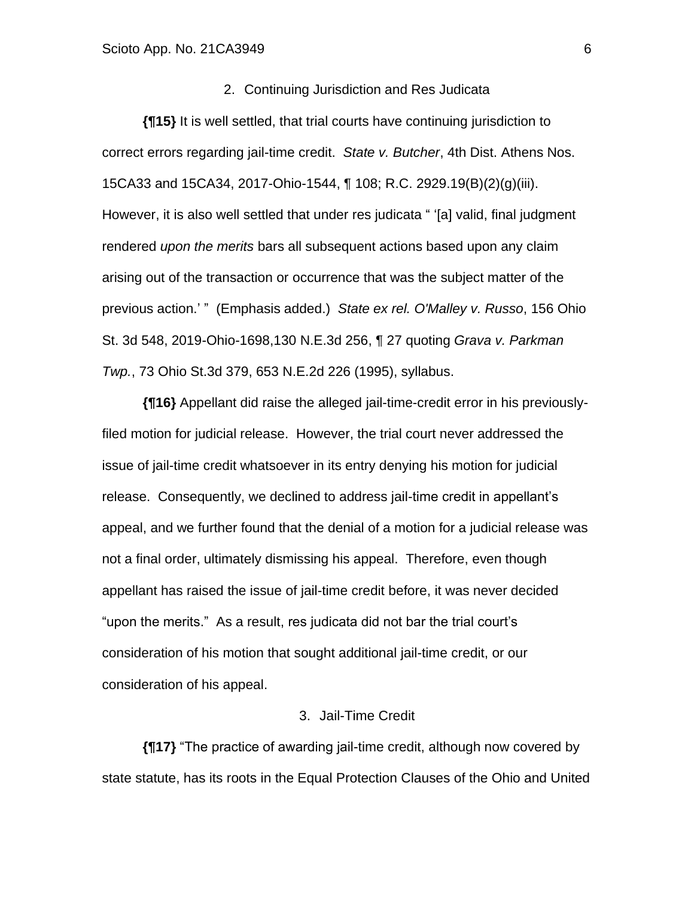2. Continuing Jurisdiction and Res Judicata

**{¶15}** It is well settled, that trial courts have continuing jurisdiction to correct errors regarding jail-time credit. *State v. Butcher*, 4th Dist. Athens Nos. 15CA33 and 15CA34, 2017-Ohio-1544, ¶ 108; R.C. 2929.19(B)(2)(g)(iii). However, it is also well settled that under res judicata " '[a] valid, final judgment rendered *upon the merits* bars all subsequent actions based upon any claim arising out of the transaction or occurrence that was the subject matter of the previous action.' " (Emphasis added.) *State ex rel. O'Malley v. Russo*, 156 Ohio St. 3d 548, 2019-Ohio-1698,130 N.E.3d 256, ¶ 27 quoting *Grava v. Parkman Twp.*, 73 Ohio St.3d 379, 653 N.E.2d 226 (1995), syllabus.

**{¶16}** Appellant did raise the alleged jail-time-credit error in his previously-filed motion for judicial release. However, the trial court never addressed the issue of jail-time credit whatsoever in its entry denying his motion for judicial release. Consequently, we declined to address jail-time credit in appellant's appeal, and we further found that the denial of a motion for a judicial release was not a final order, ultimately dismissing his appeal. Therefore, even though appellant has raised the issue of jail-time credit before, it was never decided "upon the merits." As a result, res judicata did not bar the trial court's consideration of his motion that sought additional jail-time credit, or our consideration of his appeal.

3. Jail-Time Credit

**{¶17}** "The practice of awarding jail-time credit, although now covered by state statute, has its roots in the Equal Protection Clauses of the Ohio and United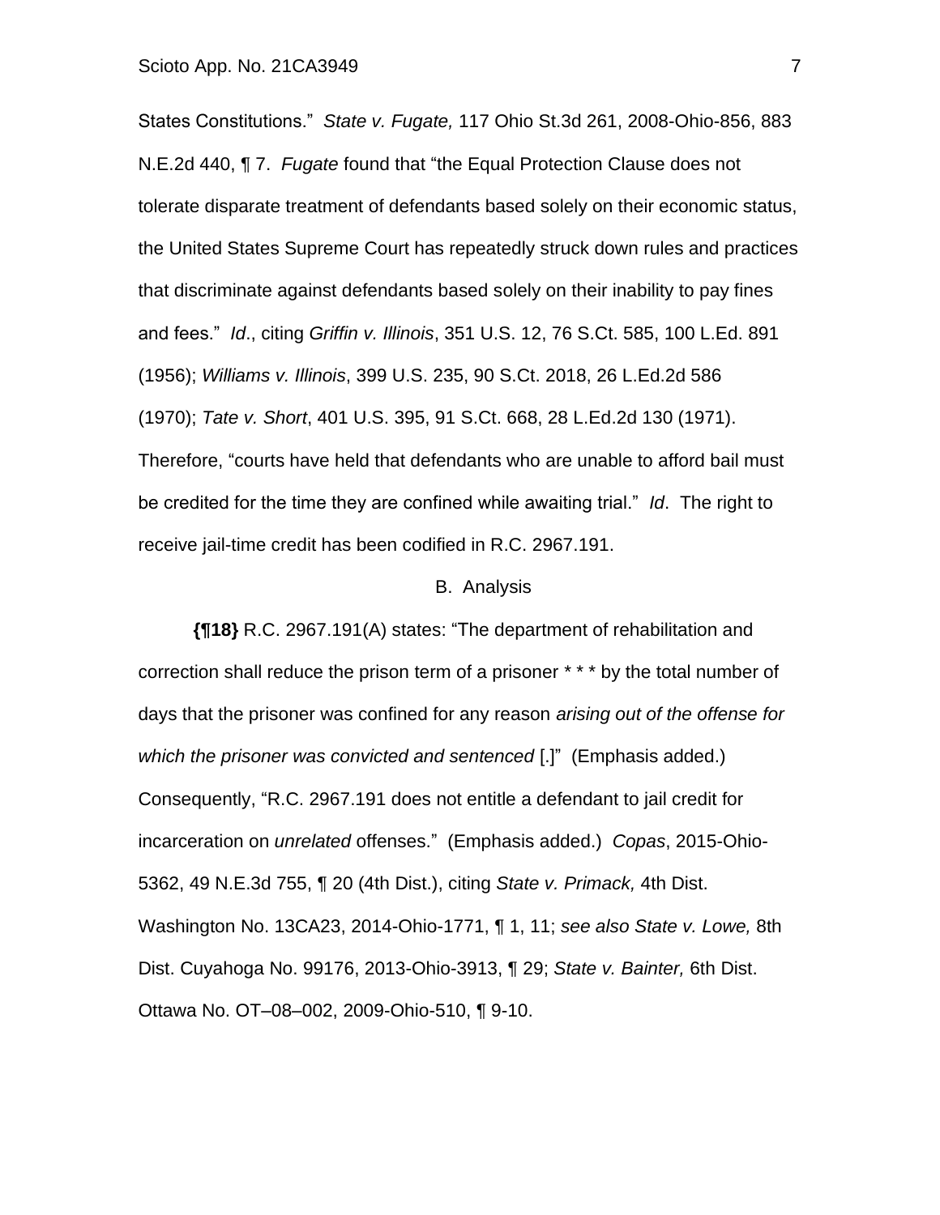States Constitutions." *State v. Fugate,* 117 Ohio St.3d 261, 2008-Ohio-856, 883 N.E.2d 440, ¶ 7. *Fugate* found that "the Equal Protection Clause does not tolerate disparate treatment of defendants based solely on their economic status, the United States Supreme Court has repeatedly struck down rules and practices that discriminate against defendants based solely on their inability to pay fines and fees." *Id*., citing *Griffin v. Illinois*, 351 U.S. 12, 76 S.Ct. 585, 100 L.Ed. 891 (1956); *Williams v. Illinois*, 399 U.S. 235, 90 S.Ct. 2018, 26 L.Ed.2d 586 (1970); *Tate v. Short*, 401 U.S. 395, 91 S.Ct. 668, 28 L.Ed.2d 130 (1971). Therefore, "courts have held that defendants who are unable to afford bail must be credited for the time they are confined while awaiting trial." *Id*. The right to receive jail-time credit has been codified in R.C. 2967.191.

B. Analysis

**{¶18}** R.C. 2967.191(A) states: "The department of rehabilitation and correction shall reduce the prison term of a prisoner * * * by the total number of days that the prisoner was confined for any reason *arising out of the offense for which the prisoner was convicted and sentenced* [.]" (Emphasis added.) Consequently, "R.C. 2967.191 does not entitle a defendant to jail credit for incarceration on *unrelated* offenses." (Emphasis added.) *Copas*, 2015-Ohio-5362, 49 N.E.3d 755, ¶ 20 (4th Dist.), citing *State v. Primack,* 4th Dist. Washington No. 13CA23, 2014-Ohio-1771, ¶ 1, 11; *see also State v. Lowe,* 8th Dist. Cuyahoga No. 99176, 2013-Ohio-3913, ¶ 29; *State v. Bainter,* 6th Dist. Ottawa No. OT–08–002, 2009-Ohio-510, ¶ 9-10.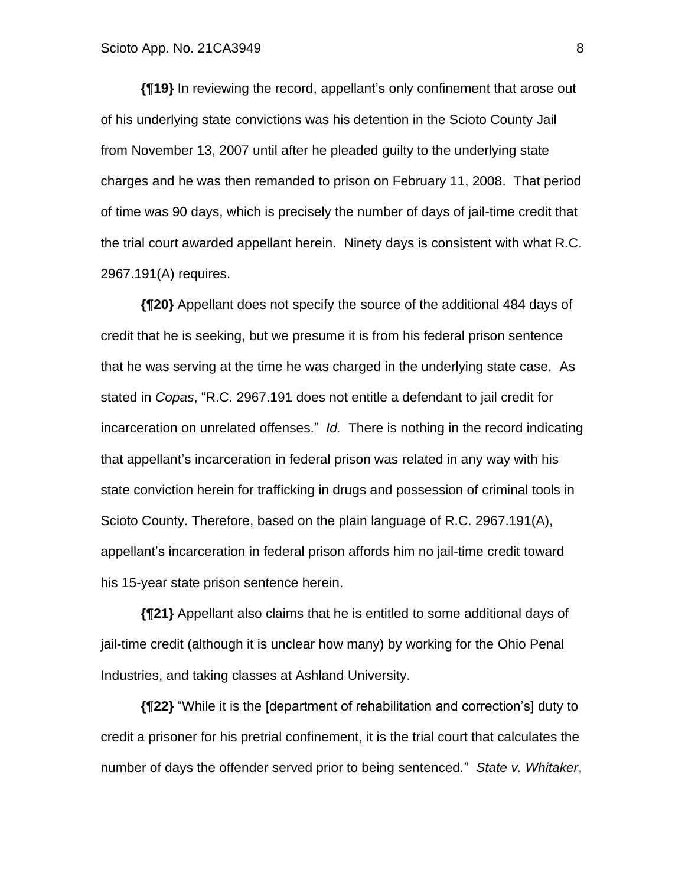**{¶19}** In reviewing the record, appellant's only confinement that arose out of his underlying state convictions was his detention in the Scioto County Jail from November 13, 2007 until after he pleaded guilty to the underlying state charges and he was then remanded to prison on February 11, 2008. That period of time was 90 days, which is precisely the number of days of jail-time credit that the trial court awarded appellant herein. Ninety days is consistent with what R.C. 2967.191(A) requires.

**{¶20}** Appellant does not specify the source of the additional 484 days of credit that he is seeking, but we presume it is from his federal prison sentence that he was serving at the time he was charged in the underlying state case. As stated in *Copas*, "R.C. 2967.191 does not entitle a defendant to jail credit for incarceration on unrelated offenses." *Id.* There is nothing in the record indicating that appellant's incarceration in federal prison was related in any way with his state conviction herein for trafficking in drugs and possession of criminal tools in Scioto County. Therefore, based on the plain language of R.C. 2967.191(A), appellant's incarceration in federal prison affords him no jail-time credit toward his 15-year state prison sentence herein.

**{¶21}** Appellant also claims that he is entitled to some additional days of jail-time credit (although it is unclear how many) by working for the Ohio Penal Industries, and taking classes at Ashland University.

**{¶22}** "While it is the [department of rehabilitation and correction's] duty to credit a prisoner for his pretrial confinement, it is the trial court that calculates the number of days the offender served prior to being sentenced." *State v. Whitaker*,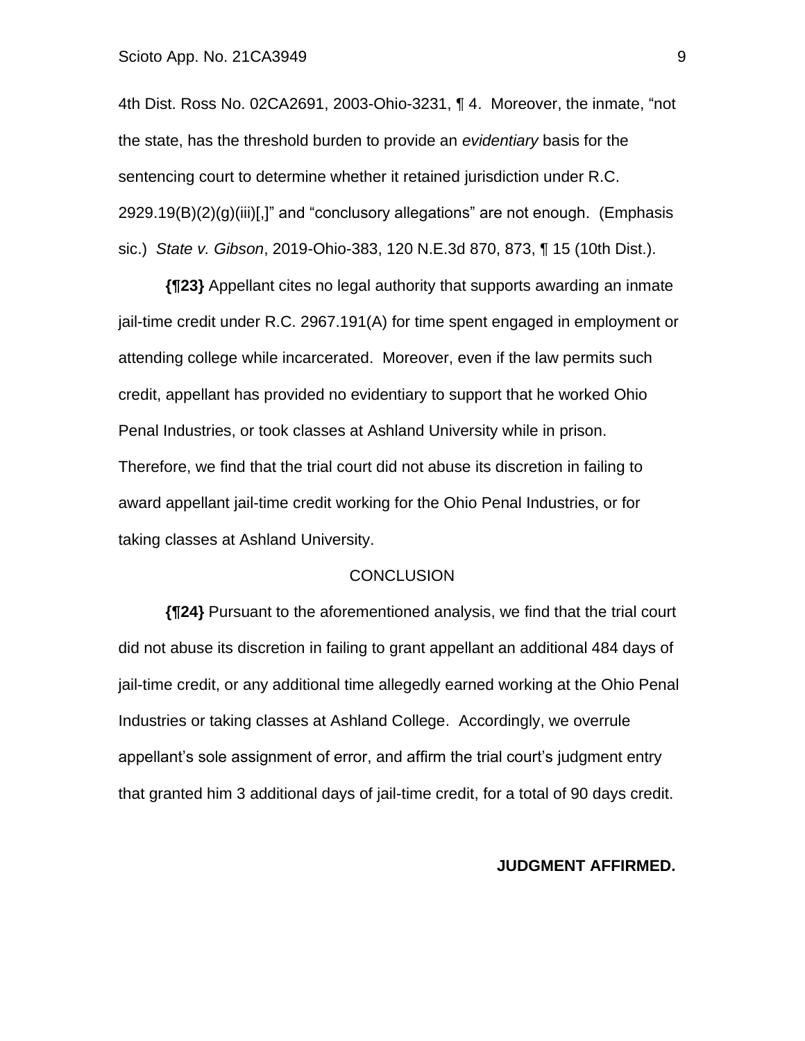4th Dist. Ross No. 02CA2691, 2003-Ohio-3231, ¶ 4. Moreover, the inmate, "not the state, has the threshold burden to provide an *evidentiary* basis for the sentencing court to determine whether it retained jurisdiction under R.C. 2929.19(B)(2)(g)(iii)[,]" and "conclusory allegations" are not enough. (Emphasis sic.) *State v. Gibson*, 2019-Ohio-383, 120 N.E.3d 870, 873, ¶ 15 (10th Dist.).

**{¶23}** Appellant cites no legal authority that supports awarding an inmate jail-time credit under R.C. 2967.191(A) for time spent engaged in employment or attending college while incarcerated. Moreover, even if the law permits such credit, appellant has provided no evidentiary to support that he worked Ohio Penal Industries, or took classes at Ashland University while in prison. Therefore, we find that the trial court did not abuse its discretion in failing to award appellant jail-time credit working for the Ohio Penal Industries, or for taking classes at Ashland University.

## CONCLUSION

**{¶24}** Pursuant to the aforementioned analysis, we find that the trial court did not abuse its discretion in failing to grant appellant an additional 484 days of jail-time credit, or any additional time allegedly earned working at the Ohio Penal Industries or taking classes at Ashland College. Accordingly, we overrule appellant's sole assignment of error, and affirm the trial court's judgment entry that granted him 3 additional days of jail-time credit, for a total of 90 days credit.

**JUDGMENT AFFIRMED.**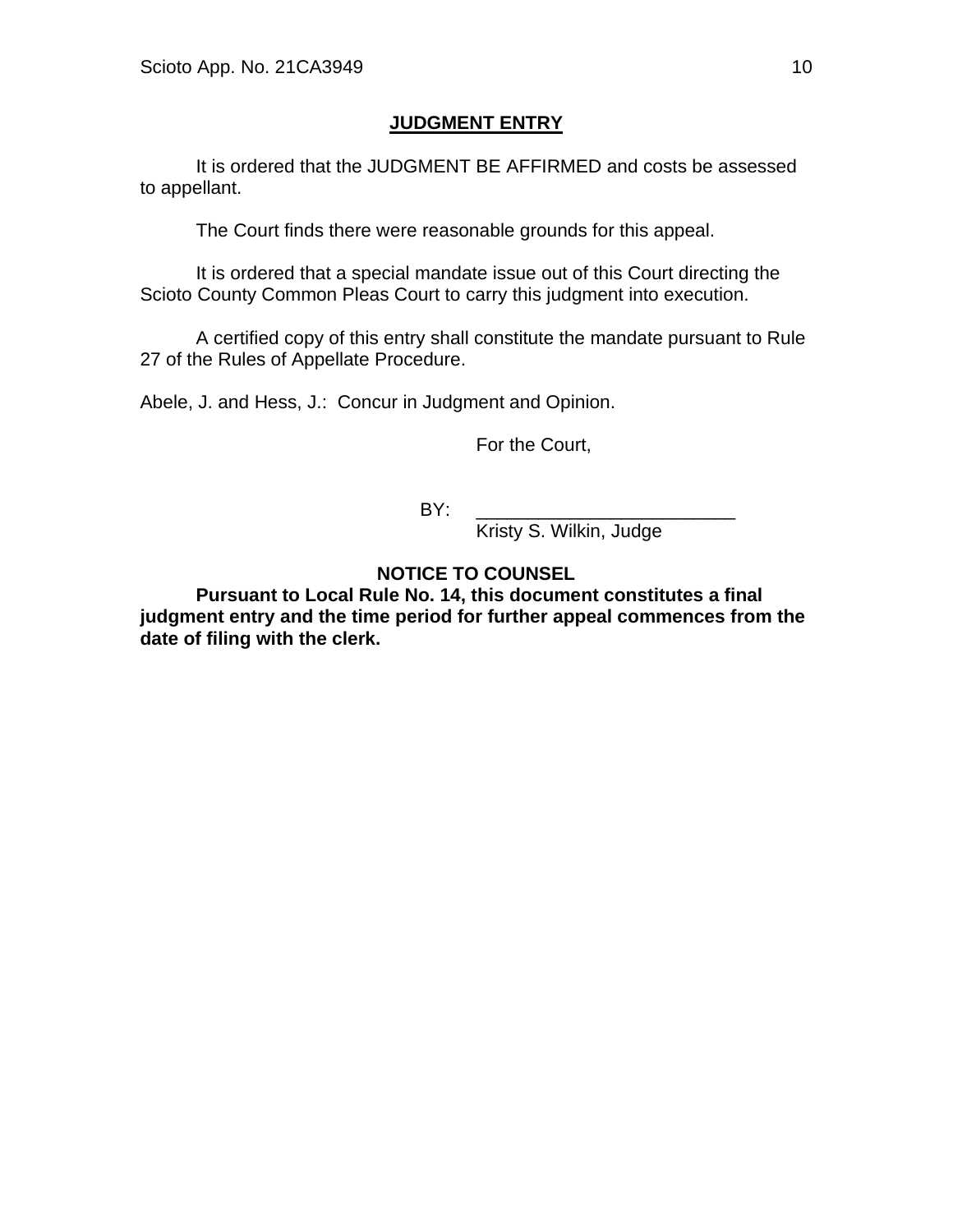## JUDGMENT ENTRY

It is ordered that the JUDGMENT BE AFFIRMED and costs be assessed to appellant.

The Court finds there were reasonable grounds for this appeal.

It is ordered that a special mandate issue out of this Court directing the Scioto County Common Pleas Court to carry this judgment into execution.

A certified copy of this entry shall constitute the mandate pursuant to Rule 27 of the Rules of Appellate Procedure.

Abele, J. and Hess, J.: Concur in Judgment and Opinion.

For the Court,

BY: ___________________________
Kristy S. Wilkin, Judge

**NOTICE TO COUNSEL**

**Pursuant to Local Rule No. 14, this document constitutes a final judgment entry and the time period for further appeal commences from the date of filing with the clerk.**